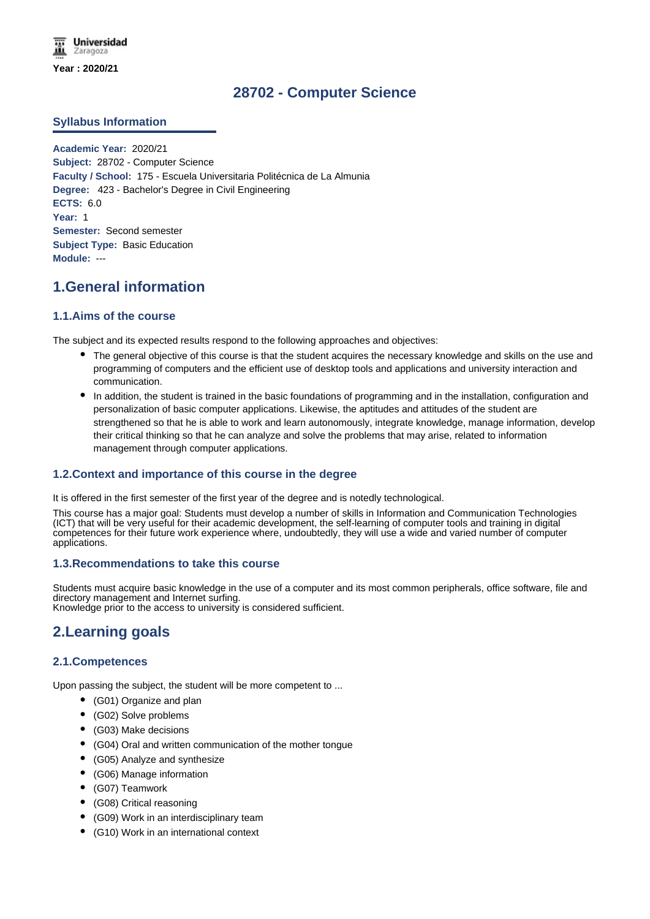Year : 2020/21

# 28702 - Computer Science

## Syllabus Information

**Academic Year:** 2020/21
**Subject:** 28702 - Computer Science
**Faculty / School:** 175 - Escuela Universitaria Politécnica de La Almunia
**Degree:** 423 - Bachelor's Degree in Civil Engineering
**ECTS:** 6.0
**Year:** 1
**Semester:** Second semester
**Subject Type:** Basic Education
**Module:** ---

## 1.General information

### 1.1.Aims of the course

The subject and its expected results respond to the following approaches and objectives:

- The general objective of this course is that the student acquires the necessary knowledge and skills on the use and programming of computers and the efficient use of desktop tools and applications and university interaction and communication.
- In addition, the student is trained in the basic foundations of programming and in the installation, configuration and personalization of basic computer applications. Likewise, the aptitudes and attitudes of the student are strengthened so that he is able to work and learn autonomously, integrate knowledge, manage information, develop their critical thinking so that he can analyze and solve the problems that may arise, related to information management through computer applications.

### 1.2.Context and importance of this course in the degree

It is offered in the first semester of the first year of the degree and is notedly technological.

This course has a major goal: Students must develop a number of skills in Information and Communication Technologies (ICT) that will be very useful for their academic development, the self-learning of computer tools and training in digital competences for their future work experience where, undoubtedly, they will use a wide and varied number of computer applications.

### 1.3.Recommendations to take this course

Students must acquire basic knowledge in the use of a computer and its most common peripherals, office software, file and directory management and Internet surfing.
Knowledge prior to the access to university is considered sufficient.

## 2.Learning goals

### 2.1.Competences

Upon passing the subject, the student will be more competent to ...

- (G01) Organize and plan
- (G02) Solve problems
- (G03) Make decisions
- (G04) Oral and written communication of the mother tongue
- (G05) Analyze and synthesize
- (G06) Manage information
- (G07) Teamwork
- (G08) Critical reasoning
- (G09) Work in an interdisciplinary team
- (G10) Work in an international context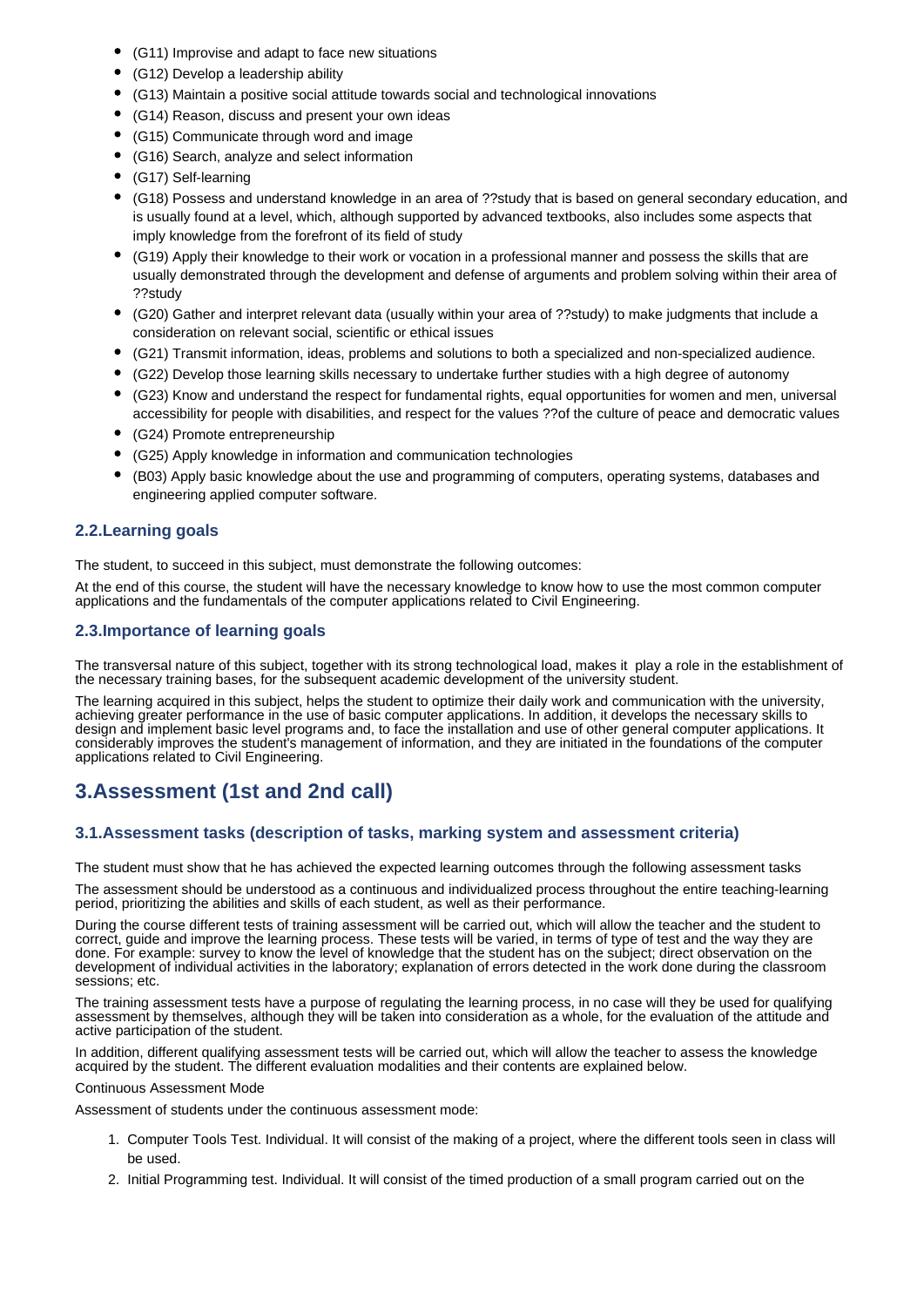- (G11) Improvise and adapt to face new situations
- (G12) Develop a leadership ability
- (G13) Maintain a positive social attitude towards social and technological innovations
- (G14) Reason, discuss and present your own ideas
- (G15) Communicate through word and image
- (G16) Search, analyze and select information
- (G17) Self-learning
- (G18) Possess and understand knowledge in an area of ??study that is based on general secondary education, and is usually found at a level, which, although supported by advanced textbooks, also includes some aspects that imply knowledge from the forefront of its field of study
- (G19) Apply their knowledge to their work or vocation in a professional manner and possess the skills that are usually demonstrated through the development and defense of arguments and problem solving within their area of ??study
- (G20) Gather and interpret relevant data (usually within your area of ??study) to make judgments that include a consideration on relevant social, scientific or ethical issues
- (G21) Transmit information, ideas, problems and solutions to both a specialized and non-specialized audience.
- (G22) Develop those learning skills necessary to undertake further studies with a high degree of autonomy
- (G23) Know and understand the respect for fundamental rights, equal opportunities for women and men, universal accessibility for people with disabilities, and respect for the values ??of the culture of peace and democratic values
- (G24) Promote entrepreneurship
- (G25) Apply knowledge in information and communication technologies
- (B03) Apply basic knowledge about the use and programming of computers, operating systems, databases and engineering applied computer software.

### 2.2.Learning goals

The student, to succeed in this subject, must demonstrate the following outcomes:

At the end of this course, the student will have the necessary knowledge to know how to use the most common computer applications and the fundamentals of the computer applications related to Civil Engineering.

### 2.3.Importance of learning goals

The transversal nature of this subject, together with its strong technological load, makes it play a role in the establishment of the necessary training bases, for the subsequent academic development of the university student.

The learning acquired in this subject, helps the student to optimize their daily work and communication with the university, achieving greater performance in the use of basic computer applications. In addition, it develops the necessary skills to design and implement basic level programs and, to face the installation and use of other general computer applications. It considerably improves the student's management of information, and they are initiated in the foundations of the computer applications related to Civil Engineering.

## 3.Assessment (1st and 2nd call)

### 3.1.Assessment tasks (description of tasks, marking system and assessment criteria)

The student must show that he has achieved the expected learning outcomes through the following assessment tasks

The assessment should be understood as a continuous and individualized process throughout the entire teaching-learning period, prioritizing the abilities and skills of each student, as well as their performance.

During the course different tests of training assessment will be carried out, which will allow the teacher and the student to correct, guide and improve the learning process. These tests will be varied, in terms of type of test and the way they are done. For example: survey to know the level of knowledge that the student has on the subject; direct observation on the development of individual activities in the laboratory; explanation of errors detected in the work done during the classroom sessions; etc.

The training assessment tests have a purpose of regulating the learning process, in no case will they be used for qualifying assessment by themselves, although they will be taken into consideration as a whole, for the evaluation of the attitude and active participation of the student.

In addition, different qualifying assessment tests will be carried out, which will allow the teacher to assess the knowledge acquired by the student. The different evaluation modalities and their contents are explained below.

Continuous Assessment Mode

Assessment of students under the continuous assessment mode:

1. Computer Tools Test. Individual. It will consist of the making of a project, where the different tools seen in class will be used.
2. Initial Programming test. Individual. It will consist of the timed production of a small program carried out on the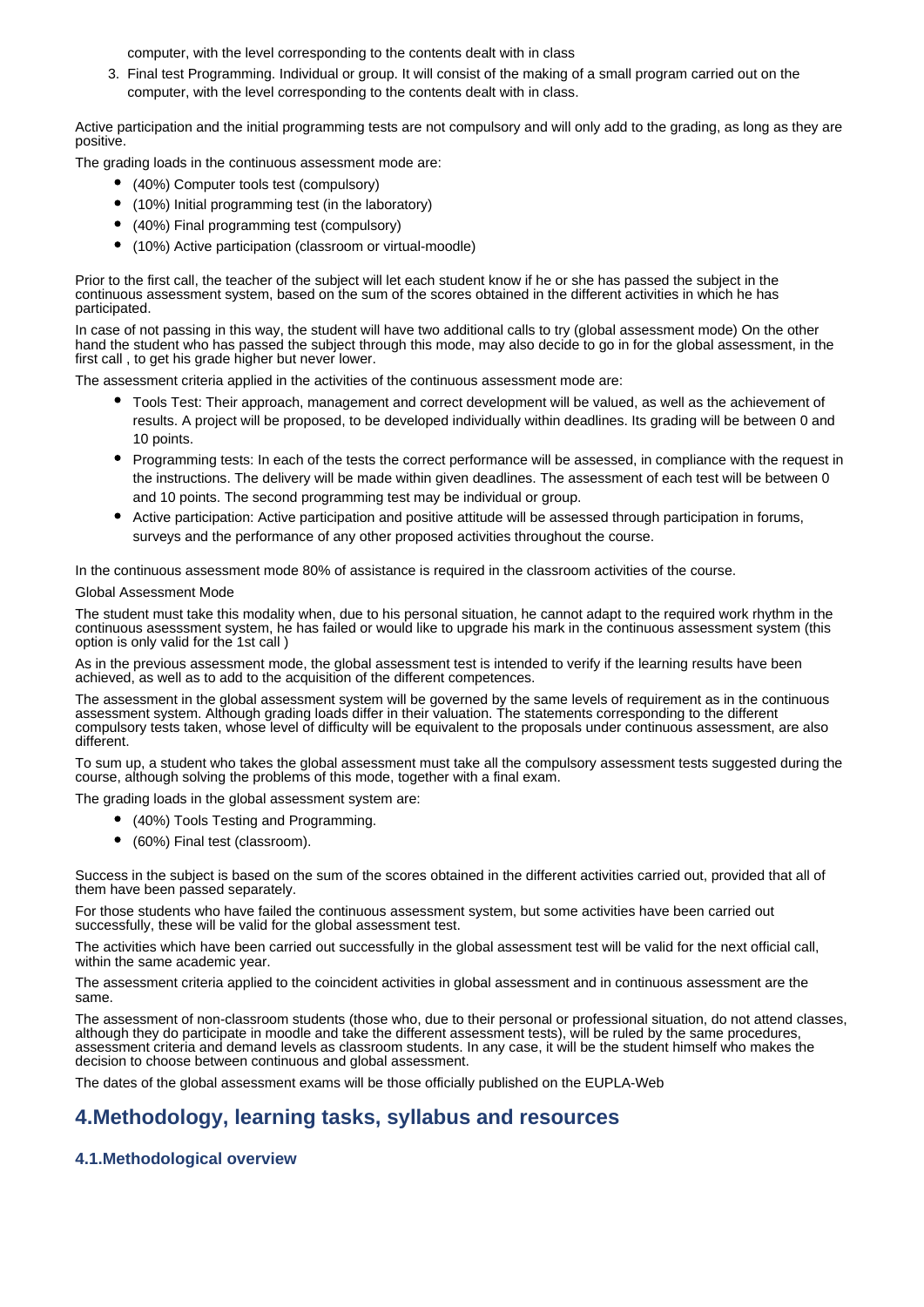computer, with the level corresponding to the contents dealt with in class

3. Final test Programming. Individual or group. It will consist of the making of a small program carried out on the computer, with the level corresponding to the contents dealt with in class.

Active participation and the initial programming tests are not compulsory and will only add to the grading, as long as they are positive.

The grading loads in the continuous assessment mode are:

- (40%) Computer tools test (compulsory)
- (10%) Initial programming test (in the laboratory)
- (40%) Final programming test (compulsory)
- (10%) Active participation (classroom or virtual-moodle)

Prior to the first call, the teacher of the subject will let each student know if he or she has passed the subject in the continuous assessment system, based on the sum of the scores obtained in the different activities in which he has participated.

In case of not passing in this way, the student will have two additional calls to try (global assessment mode) On the other hand the student who has passed the subject through this mode, may also decide to go in for the global assessment, in the first call , to get his grade higher but never lower.

The assessment criteria applied in the activities of the continuous assessment mode are:

- Tools Test: Their approach, management and correct development will be valued, as well as the achievement of results. A project will be proposed, to be developed individually within deadlines. Its grading will be between 0 and 10 points.
- Programming tests: In each of the tests the correct performance will be assessed, in compliance with the request in the instructions. The delivery will be made within given deadlines. The assessment of each test will be between 0 and 10 points. The second programming test may be individual or group.
- Active participation: Active participation and positive attitude will be assessed through participation in forums, surveys and the performance of any other proposed activities throughout the course.

In the continuous assessment mode 80% of assistance is required in the classroom activities of the course.

Global Assessment Mode

The student must take this modality when, due to his personal situation, he cannot adapt to the required work rhythm in the continuous asesssment system, he has failed or would like to upgrade his mark in the continuous assessment system (this option is only valid for the 1st call )

As in the previous assessment mode, the global assessment test is intended to verify if the learning results have been achieved, as well as to add to the acquisition of the different competences.

The assessment in the global assessment system will be governed by the same levels of requirement as in the continuous assessment system. Although grading loads differ in their valuation. The statements corresponding to the different compulsory tests taken, whose level of difficulty will be equivalent to the proposals under continuous assessment, are also different.

To sum up, a student who takes the global assessment must take all the compulsory assessment tests suggested during the course, although solving the problems of this mode, together with a final exam.

The grading loads in the global assessment system are:

- (40%) Tools Testing and Programming.
- (60%) Final test (classroom).

Success in the subject is based on the sum of the scores obtained in the different activities carried out, provided that all of them have been passed separately.

For those students who have failed the continuous assessment system, but some activities have been carried out successfully, these will be valid for the global assessment test.

The activities which have been carried out successfully in the global assessment test will be valid for the next official call, within the same academic year.

The assessment criteria applied to the coincident activities in global assessment and in continuous assessment are the same.

The assessment of non-classroom students (those who, due to their personal or professional situation, do not attend classes, although they do participate in moodle and take the different assessment tests), will be ruled by the same procedures, assessment criteria and demand levels as classroom students. In any case, it will be the student himself who makes the decision to choose between continuous and global assessment.

The dates of the global assessment exams will be those officially published on the EUPLA-Web

## 4.Methodology, learning tasks, syllabus and resources

### 4.1.Methodological overview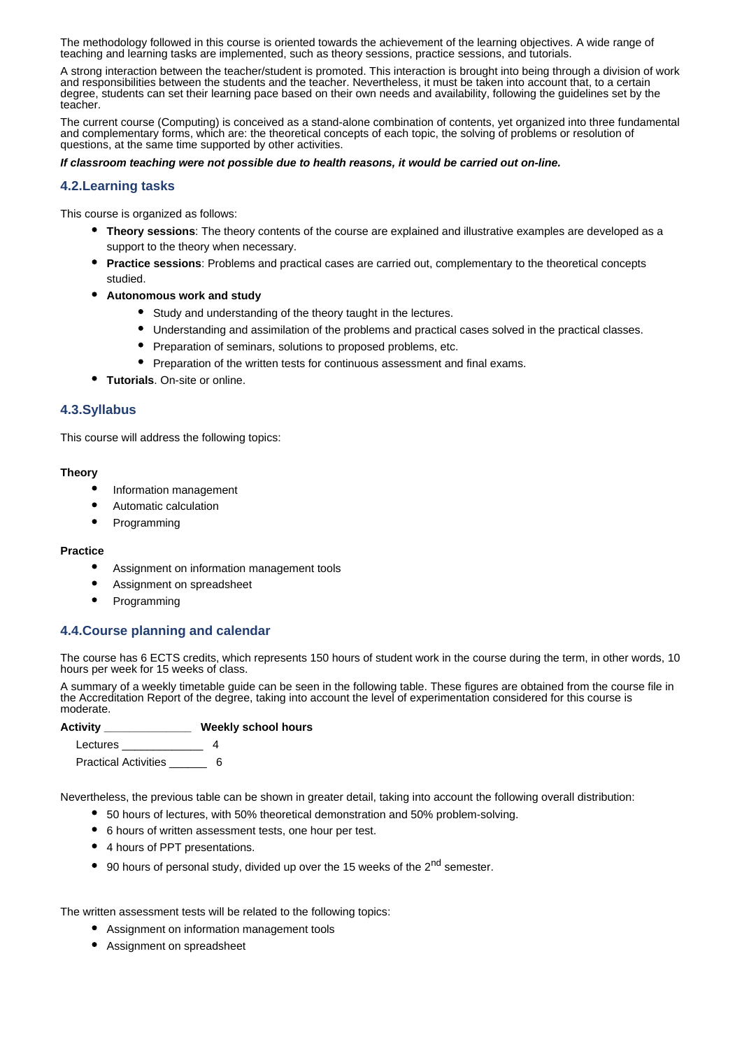The methodology followed in this course is oriented towards the achievement of the learning objectives. A wide range of teaching and learning tasks are implemented, such as theory sessions, practice sessions, and tutorials.

A strong interaction between the teacher/student is promoted. This interaction is brought into being through a division of work and responsibilities between the students and the teacher. Nevertheless, it must be taken into account that, to a certain degree, students can set their learning pace based on their own needs and availability, following the guidelines set by the teacher.

The current course (Computing) is conceived as a stand-alone combination of contents, yet organized into three fundamental and complementary forms, which are: the theoretical concepts of each topic, the solving of problems or resolution of questions, at the same time supported by other activities.

***If classroom teaching were not possible due to health reasons, it would be carried out on-line.***

## 4.2.Learning tasks

This course is organized as follows:

- **Theory sessions**: The theory contents of the course are explained and illustrative examples are developed as a support to the theory when necessary.
- **Practice sessions**: Problems and practical cases are carried out, complementary to the theoretical concepts studied.
- **Autonomous work and study**
  - Study and understanding of the theory taught in the lectures.
  - Understanding and assimilation of the problems and practical cases solved in the practical classes.
  - Preparation of seminars, solutions to proposed problems, etc.
  - Preparation of the written tests for continuous assessment and final exams.
- **Tutorials**. On-site or online.

## 4.3.Syllabus

This course will address the following topics:

**Theory**

- Information management
- Automatic calculation
- Programming

**Practice**

- Assignment on information management tools
- Assignment on spreadsheet
- Programming

## 4.4.Course planning and calendar

The course has 6 ECTS credits, which represents 150 hours of student work in the course during the term, in other words, 10 hours per week for 15 weeks of class.

A summary of a weekly timetable guide can be seen in the following table. These figures are obtained from the course file in the Accreditation Report of the degree, taking into account the level of experimentation considered for this course is moderate.

| Activity | Weekly school hours |
|---|---|
| Lectures | 4 |
| Practical Activities | 6 |

Nevertheless, the previous table can be shown in greater detail, taking into account the following overall distribution:

- 50 hours of lectures, with 50% theoretical demonstration and 50% problem-solving.
- 6 hours of written assessment tests, one hour per test.
- 4 hours of PPT presentations.
- 90 hours of personal study, divided up over the 15 weeks of the 2nd semester.

The written assessment tests will be related to the following topics:

- Assignment on information management tools
- Assignment on spreadsheet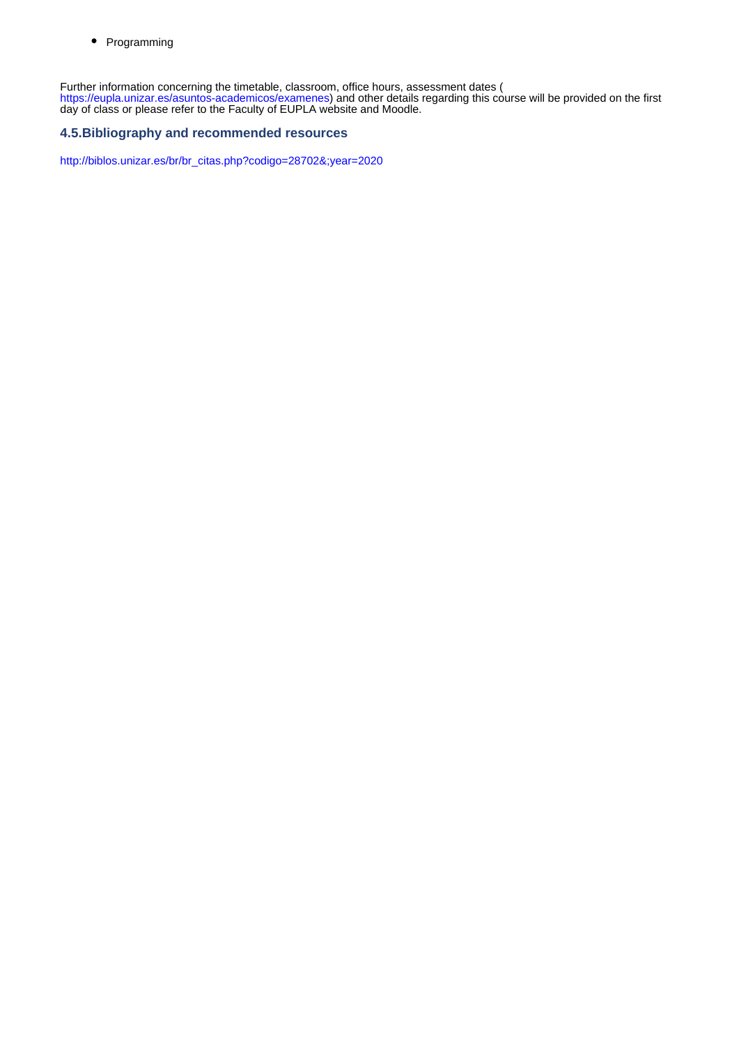- Programming

Further information concerning the timetable, classroom, office hours, assessment dates (https://eupla.unizar.es/asuntos-academicos/examenes) and other details regarding this course will be provided on the first day of class or please refer to the Faculty of EUPLA website and Moodle.

### 4.5.Bibliography and recommended resources

http://biblos.unizar.es/br/br_citas.php?codigo=28702&;year=2020